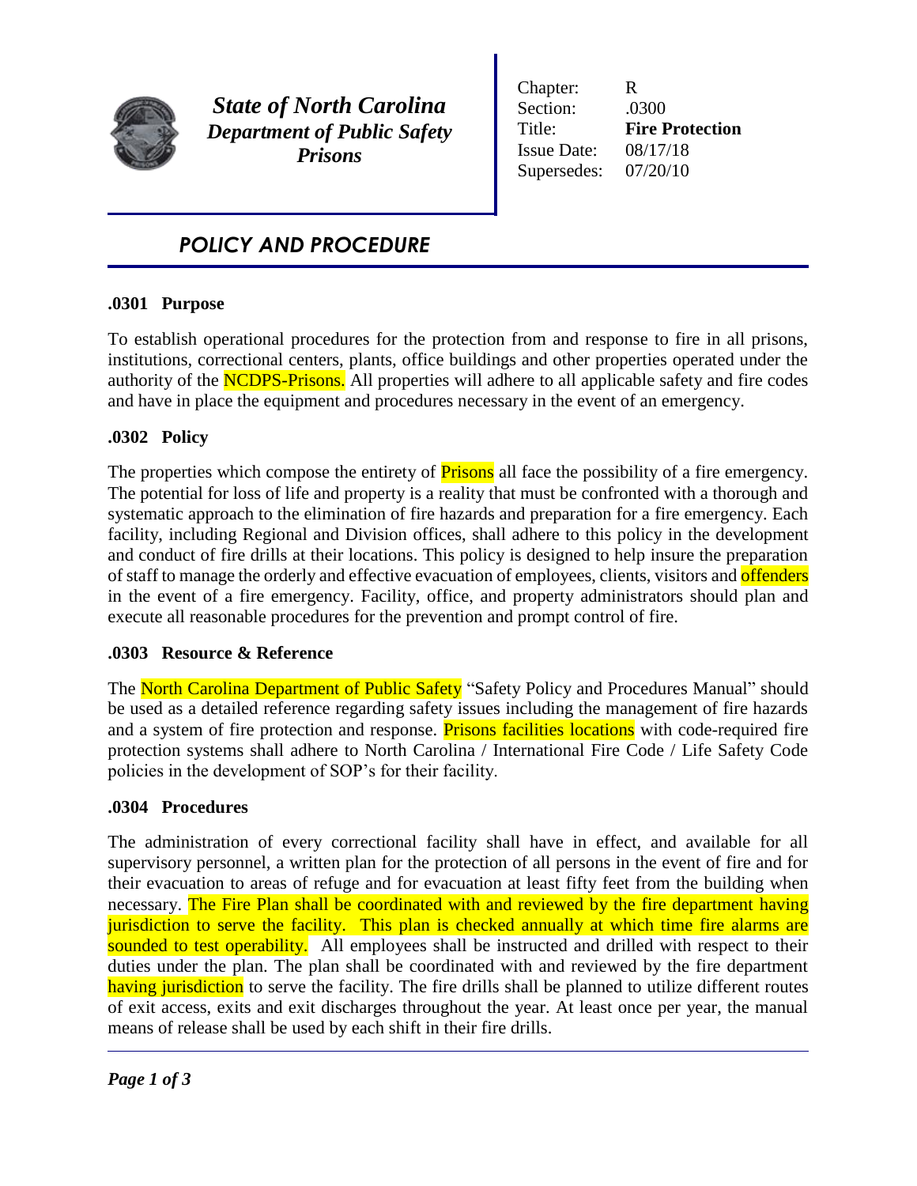**State of North Carolina**
***Department of Public Safety***
***Prisons***

Chapter: R
Section: .0300
Title: **Fire Protection**
Issue Date: 08/17/18
Supersedes: 07/20/10

# *POLICY AND PROCEDURE*

## .0301 Purpose

To establish operational procedures for the protection from and response to fire in all prisons, institutions, correctional centers, plants, office buildings and other properties operated under the authority of the NCDPS-Prisons. All properties will adhere to all applicable safety and fire codes and have in place the equipment and procedures necessary in the event of an emergency.

## .0302 Policy

The properties which compose the entirety of Prisons all face the possibility of a fire emergency. The potential for loss of life and property is a reality that must be confronted with a thorough and systematic approach to the elimination of fire hazards and preparation for a fire emergency. Each facility, including Regional and Division offices, shall adhere to this policy in the development and conduct of fire drills at their locations. This policy is designed to help insure the preparation of staff to manage the orderly and effective evacuation of employees, clients, visitors and offenders in the event of a fire emergency. Facility, office, and property administrators should plan and execute all reasonable procedures for the prevention and prompt control of fire.

## .0303 Resource & Reference

The North Carolina Department of Public Safety "Safety Policy and Procedures Manual" should be used as a detailed reference regarding safety issues including the management of fire hazards and a system of fire protection and response. Prisons facilities locations with code-required fire protection systems shall adhere to North Carolina / International Fire Code / Life Safety Code policies in the development of SOP's for their facility.

## .0304 Procedures

The administration of every correctional facility shall have in effect, and available for all supervisory personnel, a written plan for the protection of all persons in the event of fire and for their evacuation to areas of refuge and for evacuation at least fifty feet from the building when necessary. The Fire Plan shall be coordinated with and reviewed by the fire department having jurisdiction to serve the facility. This plan is checked annually at which time fire alarms are sounded to test operability. All employees shall be instructed and drilled with respect to their duties under the plan. The plan shall be coordinated with and reviewed by the fire department having jurisdiction to serve the facility. The fire drills shall be planned to utilize different routes of exit access, exits and exit discharges throughout the year. At least once per year, the manual means of release shall be used by each shift in their fire drills.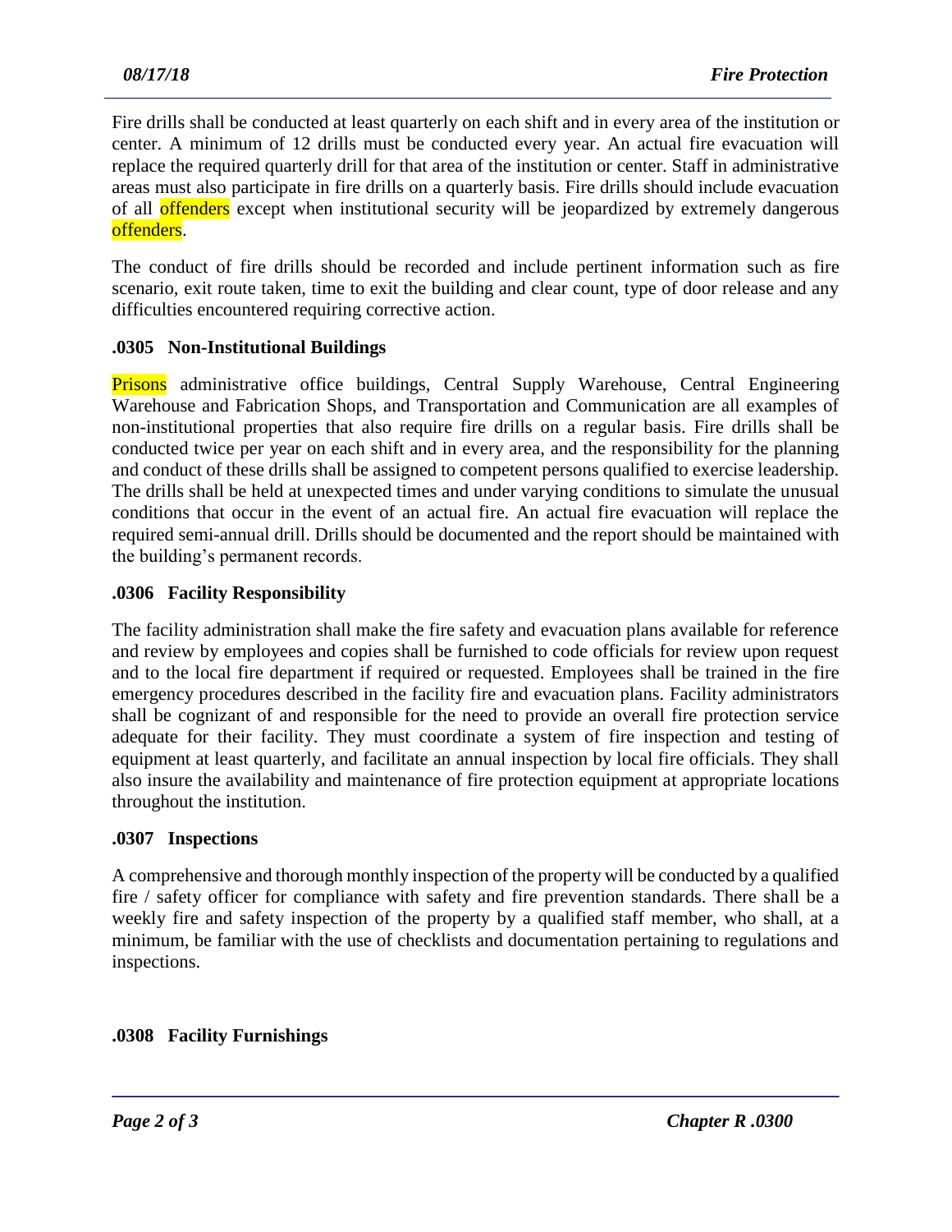Fire drills shall be conducted at least quarterly on each shift and in every area of the institution or center. A minimum of 12 drills must be conducted every year. An actual fire evacuation will replace the required quarterly drill for that area of the institution or center. Staff in administrative areas must also participate in fire drills on a quarterly basis. Fire drills should include evacuation of all offenders except when institutional security will be jeopardized by extremely dangerous offenders.

The conduct of fire drills should be recorded and include pertinent information such as fire scenario, exit route taken, time to exit the building and clear count, type of door release and any difficulties encountered requiring corrective action.

### .0305 Non-Institutional Buildings

Prisons administrative office buildings, Central Supply Warehouse, Central Engineering Warehouse and Fabrication Shops, and Transportation and Communication are all examples of non-institutional properties that also require fire drills on a regular basis. Fire drills shall be conducted twice per year on each shift and in every area, and the responsibility for the planning and conduct of these drills shall be assigned to competent persons qualified to exercise leadership. The drills shall be held at unexpected times and under varying conditions to simulate the unusual conditions that occur in the event of an actual fire. An actual fire evacuation will replace the required semi-annual drill. Drills should be documented and the report should be maintained with the building's permanent records.

### .0306 Facility Responsibility

The facility administration shall make the fire safety and evacuation plans available for reference and review by employees and copies shall be furnished to code officials for review upon request and to the local fire department if required or requested. Employees shall be trained in the fire emergency procedures described in the facility fire and evacuation plans. Facility administrators shall be cognizant of and responsible for the need to provide an overall fire protection service adequate for their facility. They must coordinate a system of fire inspection and testing of equipment at least quarterly, and facilitate an annual inspection by local fire officials. They shall also insure the availability and maintenance of fire protection equipment at appropriate locations throughout the institution.

### .0307 Inspections

A comprehensive and thorough monthly inspection of the property will be conducted by a qualified fire / safety officer for compliance with safety and fire prevention standards. There shall be a weekly fire and safety inspection of the property by a qualified staff member, who shall, at a minimum, be familiar with the use of checklists and documentation pertaining to regulations and inspections.

### .0308 Facility Furnishings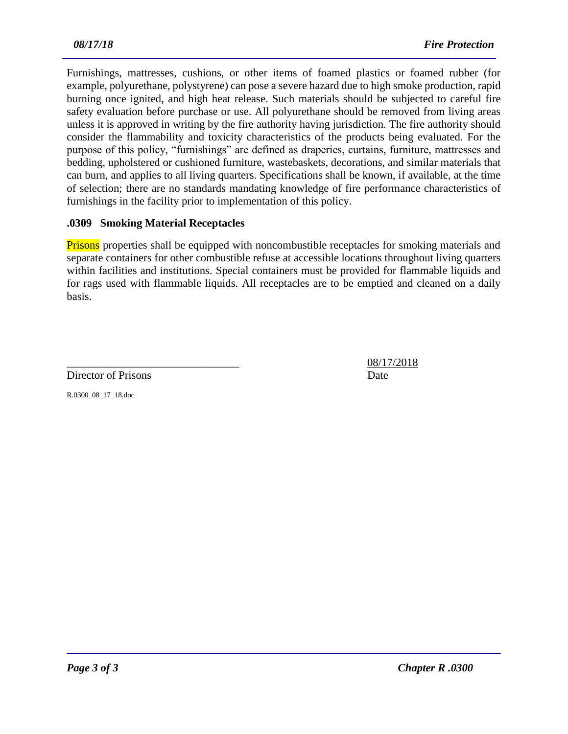Furnishings, mattresses, cushions, or other items of foamed plastics or foamed rubber (for example, polyurethane, polystyrene) can pose a severe hazard due to high smoke production, rapid burning once ignited, and high heat release. Such materials should be subjected to careful fire safety evaluation before purchase or use. All polyurethane should be removed from living areas unless it is approved in writing by the fire authority having jurisdiction. The fire authority should consider the flammability and toxicity characteristics of the products being evaluated. For the purpose of this policy, "furnishings" are defined as draperies, curtains, furniture, mattresses and bedding, upholstered or cushioned furniture, wastebaskets, decorations, and similar materials that can burn, and applies to all living quarters. Specifications shall be known, if available, at the time of selection; there are no standards mandating knowledge of fire performance characteristics of furnishings in the facility prior to implementation of this policy.

**.0309 Smoking Material Receptacles**

Prisons properties shall be equipped with noncombustible receptacles for smoking materials and separate containers for other combustible refuse at accessible locations throughout living quarters within facilities and institutions. Special containers must be provided for flammable liquids and for rags used with flammable liquids. All receptacles are to be emptied and cleaned on a daily basis.

______________________________ 08/17/2018

Director of Prisons Date

R.0300_08_17_18.doc